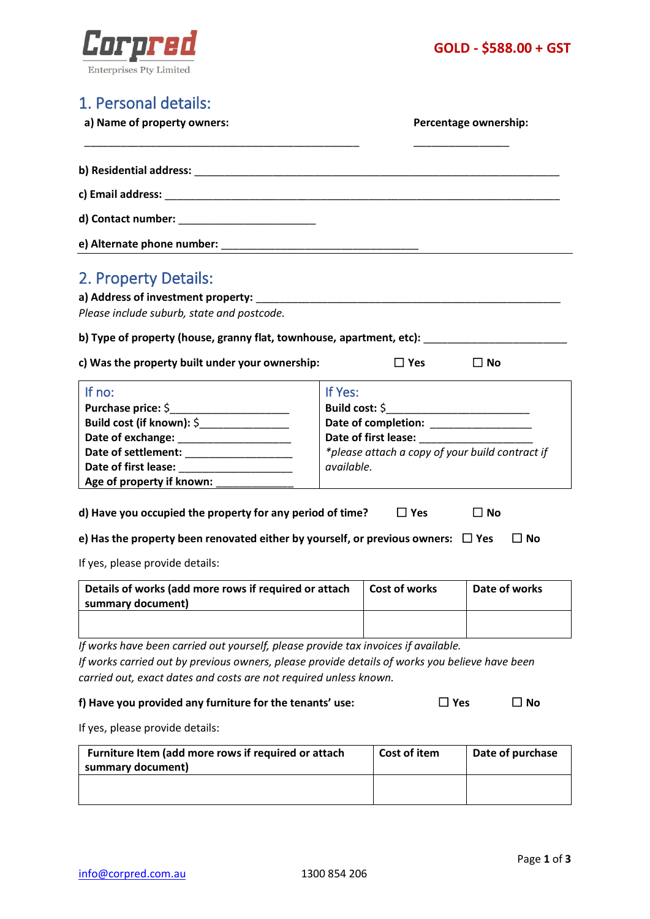Corpred
Enterprises Pty Limited

**GOLD - $588.00 + GST**

## 1. Personal details:

**a) Name of property owners:** \_\_\_\_\_\_\_\_\_\_\_\_\_\_\_\_\_\_\_\_\_\_\_\_\_\_\_\_\_\_\_\_\_\_\_\_\_\_\_\_\_\_\_\_\_\_\_\_ **Percentage ownership:** \_\_\_\_\_\_\_\_\_\_\_\_\_\_\_\_\_\_

**b) Residential address:** \_\_\_\_\_\_\_\_\_\_\_\_\_\_\_\_\_\_\_\_\_\_\_\_\_\_\_\_\_\_\_\_\_\_\_\_\_\_\_\_\_\_\_\_\_\_\_\_\_\_\_\_\_\_\_\_\_\_\_\_\_\_\_\_

**c) Email address:** \_\_\_\_\_\_\_\_\_\_\_\_\_\_\_\_\_\_\_\_\_\_\_\_\_\_\_\_\_\_\_\_\_\_\_\_\_\_\_\_\_\_\_\_\_\_\_\_\_\_\_\_\_\_\_\_\_\_\_\_\_\_\_\_\_\_\_\_\_\_

**d) Contact number:** \_\_\_\_\_\_\_\_\_\_\_\_\_\_\_\_\_\_\_\_\_\_\_\_\_\_

**e) Alternate phone number:** \_\_\_\_\_\_\_\_\_\_\_\_\_\_\_\_\_\_\_\_\_\_\_\_\_\_\_\_\_\_\_\_\_\_\_\_\_\_\_

## 2. Property Details:

**a) Address of investment property:** \_\_\_\_\_\_\_\_\_\_\_\_\_\_\_\_\_\_\_\_\_\_\_\_\_\_\_\_\_\_\_\_\_\_\_\_\_\_\_\_\_\_\_\_\_\_\_\_\_\_\_\_\_\_\_\_\_\_
*Please include suburb, state and postcode.*

**b) Type of property (house, granny flat, townhouse, apartment, etc):** \_\_\_\_\_\_\_\_\_\_\_\_\_\_\_\_\_\_\_\_\_\_\_\_\_\_\_

**c) Was the property built under your ownership:** ☐ Yes ☐ No

| If no: | If Yes: |
|---|---|
| **Purchase price:** $\_\_\_\_\_\_\_\_\_\_\_\_\_\_\_\_\_\_\_\_\_\_ | **Build cost:** $\_\_\_\_\_\_\_\_\_\_\_\_\_\_\_\_\_\_\_\_\_\_\_\_\_\_\_ |
| **Build cost (if known):** $\_\_\_\_\_\_\_\_\_\_\_\_\_\_\_\_\_\_ | **Date of completion:** \_\_\_\_\_\_\_\_\_\_\_\_\_\_\_\_\_\_\_\_ |
| **Date of exchange:** \_\_\_\_\_\_\_\_\_\_\_\_\_\_\_\_\_\_\_\_\_\_ | **Date of first lease:** \_\_\_\_\_\_\_\_\_\_\_\_\_\_\_\_\_\_\_\_\_\_ |
| **Date of settlement:** \_\_\_\_\_\_\_\_\_\_\_\_\_\_\_\_\_\_\_\_\_ | *\*please attach a copy of your build contract if available.* |
| **Date of first lease:** \_\_\_\_\_\_\_\_\_\_\_\_\_\_\_\_\_\_\_\_\_ | |
| **Age of property if known:** \_\_\_\_\_\_\_\_\_\_\_\_\_\_\_ | |

**d) Have you occupied the property for any period of time?** ☐ Yes ☐ No

**e) Has the property been renovated either by yourself, or previous owners:** ☐ Yes ☐ No

If yes, please provide details:

| Details of works (add more rows if required or attach summary document) | Cost of works | Date of works |
|---|---|---|
| | | |

*If works have been carried out yourself, please provide tax invoices if available.*
*If works carried out by previous owners, please provide details of works you believe have been carried out, exact dates and costs are not required unless known.*

**f) Have you provided any furniture for the tenants' use:** ☐ Yes ☐ No

If yes, please provide details:

| Furniture Item (add more rows if required or attach summary document) | Cost of item | Date of purchase |
|---|---|---|
| | | |

info@corpred.com.au 1300 854 206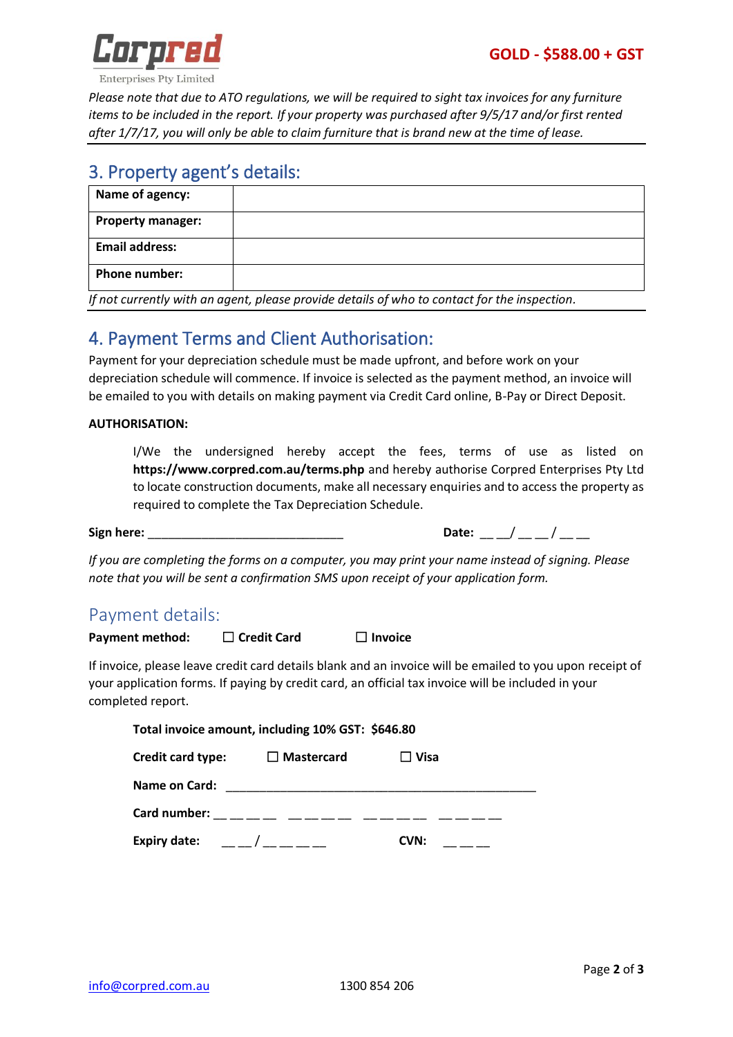**Corpred**
Enterprises Pty Limited

**GOLD - $588.00 + GST**

*Please note that due to ATO regulations, we will be required to sight tax invoices for any furniture items to be included in the report. If your property was purchased after 9/5/17 and/or first rented after 1/7/17, you will only be able to claim furniture that is brand new at the time of lease.*

## 3. Property agent's details:

| **Name of agency:** | |
|---|---|
| **Property manager:** | |
| **Email address:** | |
| **Phone number:** | |

*If not currently with an agent, please provide details of who to contact for the inspection.*

## 4. Payment Terms and Client Authorisation:

Payment for your depreciation schedule must be made upfront, and before work on your depreciation schedule will commence. If invoice is selected as the payment method, an invoice will be emailed to you with details on making payment via Credit Card online, B-Pay or Direct Deposit.

**AUTHORISATION:**

I/We the undersigned hereby accept the fees, terms of use as listed on **https://www.corpred.com.au/terms.php** and hereby authorise Corpred Enterprises Pty Ltd to locate construction documents, make all necessary enquiries and to access the property as required to complete the Tax Depreciation Schedule.

**Sign here:** _____________________________ **Date:** __ __/ __ __ / __ __

*If you are completing the forms on a computer, you may print your name instead of signing. Please note that you will be sent a confirmation SMS upon receipt of your application form.*

## Payment details:

**Payment method:** ☐ **Credit Card** ☐ **Invoice**

If invoice, please leave credit card details blank and an invoice will be emailed to you upon receipt of your application forms. If paying by credit card, an official tax invoice will be included in your completed report.

**Total invoice amount, including 10% GST: $646.80**

**Credit card type:** ☐ **Mastercard** ☐ **Visa**

**Name on Card:** ______________________________________________

**Card number:** __ __ __ __ __ __ __ __ __ __ __ __ __ __ __ __

**Expiry date:** __ __ / __ __ __ __ **CVN:** __ __ __

info@corpred.com.au 1300 854 206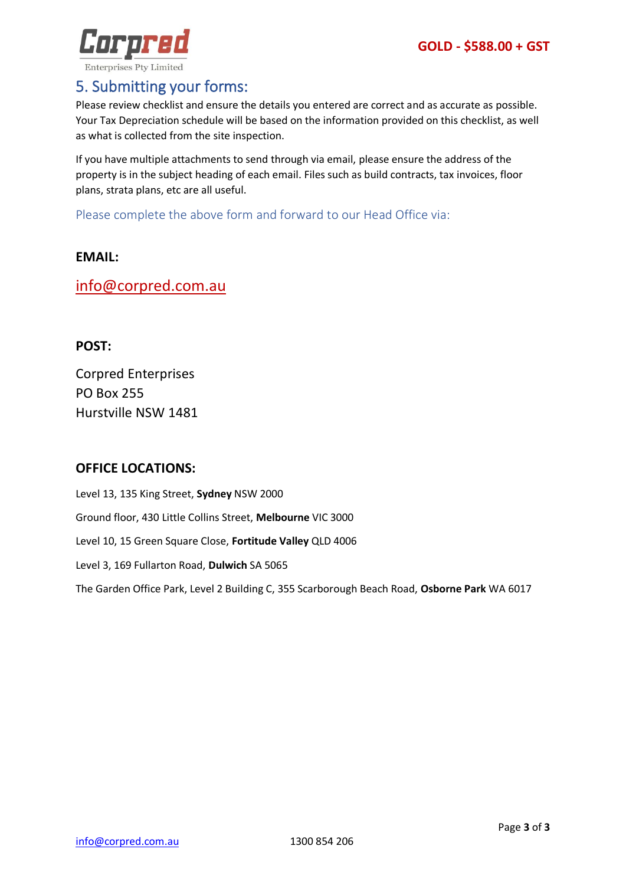**GOLD - $588.00 + GST**

## 5. Submitting your forms:

Please review checklist and ensure the details you entered are correct and as accurate as possible. Your Tax Depreciation schedule will be based on the information provided on this checklist, as well as what is collected from the site inspection.

If you have multiple attachments to send through via email, please ensure the address of the property is in the subject heading of each email. Files such as build contracts, tax invoices, floor plans, strata plans, etc are all useful.

Please complete the above form and forward to our Head Office via:

**EMAIL:**

info@corpred.com.au

**POST:**

Corpred Enterprises
PO Box 255
Hurstville NSW 1481

**OFFICE LOCATIONS:**

Level 13, 135 King Street, **Sydney** NSW 2000

Ground floor, 430 Little Collins Street, **Melbourne** VIC 3000

Level 10, 15 Green Square Close, **Fortitude Valley** QLD 4006

Level 3, 169 Fullarton Road, **Dulwich** SA 5065

The Garden Office Park, Level 2 Building C, 355 Scarborough Beach Road, **Osborne Park** WA 6017